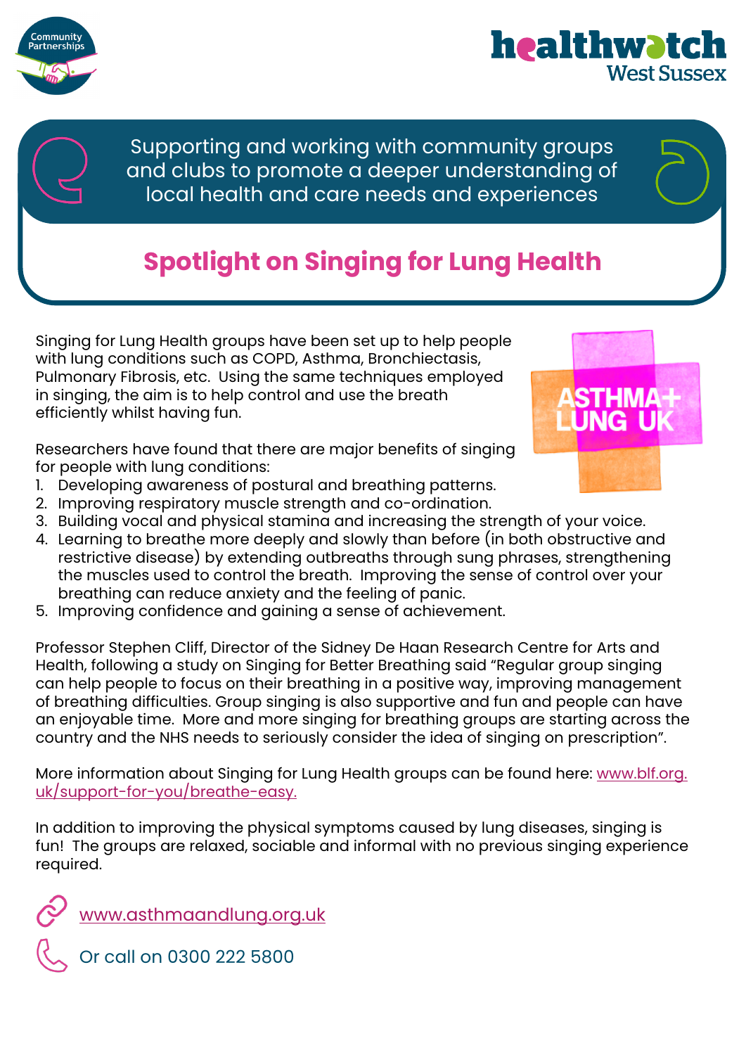Supporting and working with community groups and clubs to promote a deeper understanding of local health and care needs and experiences

# Spotlight on Singing for Lung Health

Singing for Lung Health groups have been set up to help people with lung conditions such as COPD, Asthma, Bronchiectasis, Pulmonary Fibrosis, etc. Using the same techniques employed in singing, the aim is to help control and use the breath efficiently whilst having fun.

Researchers have found that there are major benefits of singing for people with lung conditions:

1. Developing awareness of postural and breathing patterns.
2. Improving respiratory muscle strength and co-ordination.
3. Building vocal and physical stamina and increasing the strength of your voice.
4. Learning to breathe more deeply and slowly than before (in both obstructive and restrictive disease) by extending outbreaths through sung phrases, strengthening the muscles used to control the breath. Improving the sense of control over your breathing can reduce anxiety and the feeling of panic.
5. Improving confidence and gaining a sense of achievement.

Professor Stephen Cliff, Director of the Sidney De Haan Research Centre for Arts and Health, following a study on Singing for Better Breathing said “Regular group singing can help people to focus on their breathing in a positive way, improving management of breathing difficulties. Group singing is also supportive and fun and people can have an enjoyable time. More and more singing for breathing groups are starting across the country and the NHS needs to seriously consider the idea of singing on prescription”.

More information about Singing for Lung Health groups can be found here: www.blf.org.uk/support-for-you/breathe-easy.

In addition to improving the physical symptoms caused by lung diseases, singing is fun! The groups are relaxed, sociable and informal with no previous singing experience required.

www.asthmaandlung.org.uk

Or call on 0300 222 5800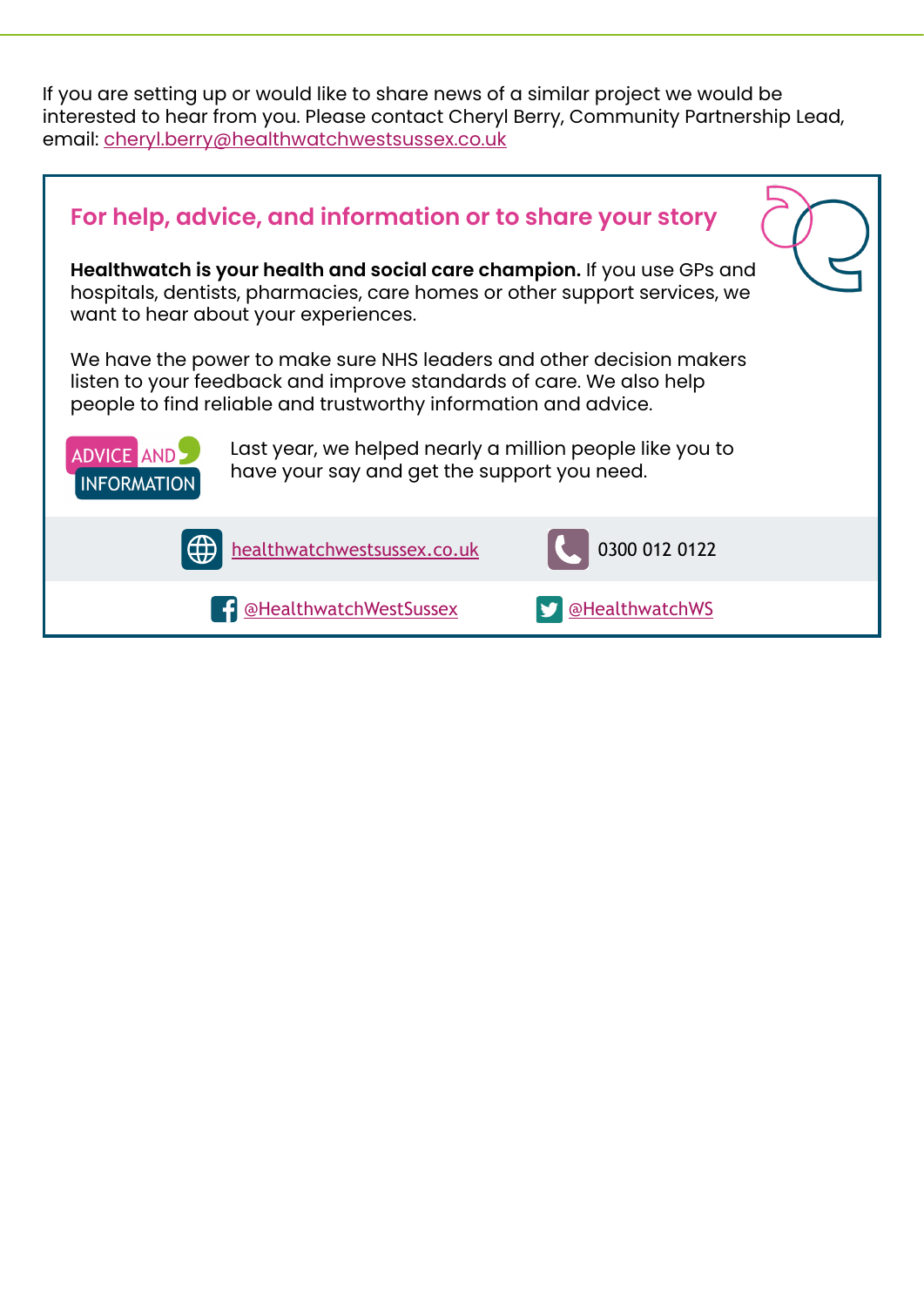If you are setting up or would like to share news of a similar project we would be interested to hear from you. Please contact Cheryl Berry, Community Partnership Lead, email: cheryl.berry@healthwatchwestsussex.co.uk

## For help, advice, and information or to share your story

**Healthwatch is your health and social care champion.** If you use GPs and hospitals, dentists, pharmacies, care homes or other support services, we want to hear about your experiences.

We have the power to make sure NHS leaders and other decision makers listen to your feedback and improve standards of care. We also help people to find reliable and trustworthy information and advice.

ADVICE AND INFORMATION

Last year, we helped nearly a million people like you to have your say and get the support you need.

healthwatchwestsussex.co.uk

0300 012 0122

@HealthwatchWestSussex

@HealthwatchWS